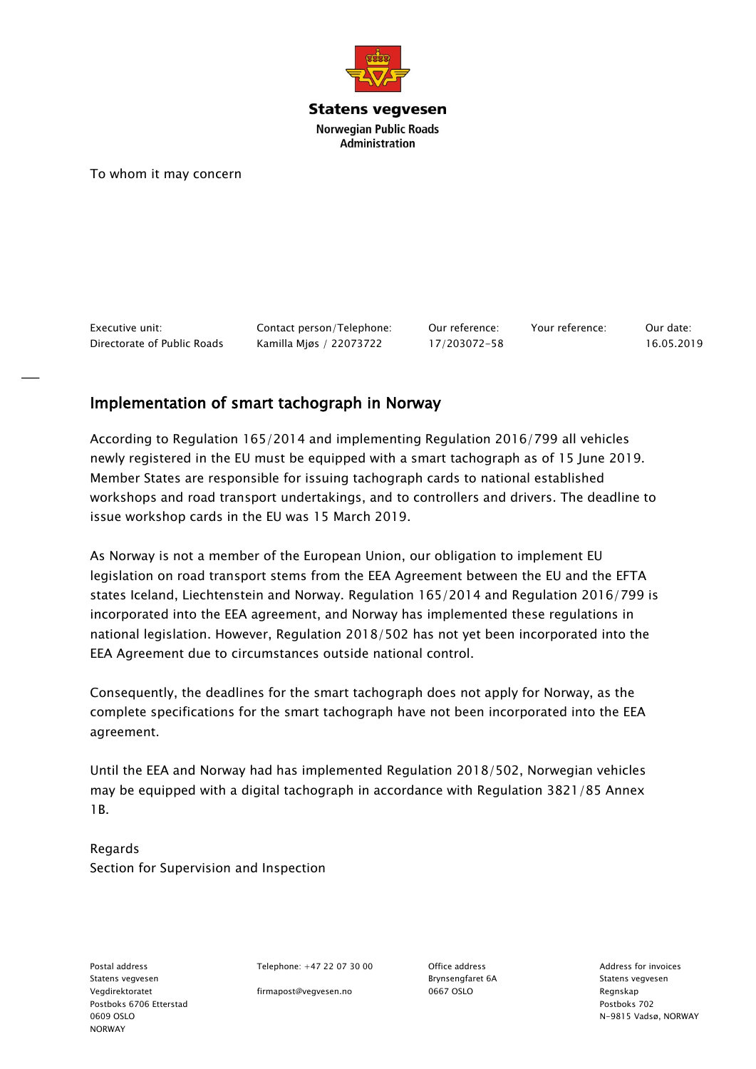**Statens vegvesen**
**Norwegian Public Roads Administration**

To whom it may concern

| Executive unit: | Contact person/Telephone: | Our reference: | Your reference: | Our date: |
| --- | --- | --- | --- | --- |
| Directorate of Public Roads | Kamilla Mjøs / 22073722 | 17/203072-58 | | 16.05.2019 |

## Implementation of smart tachograph in Norway

According to Regulation 165/2014 and implementing Regulation 2016/799 all vehicles newly registered in the EU must be equipped with a smart tachograph as of 15 June 2019. Member States are responsible for issuing tachograph cards to national established workshops and road transport undertakings, and to controllers and drivers. The deadline to issue workshop cards in the EU was 15 March 2019.

As Norway is not a member of the European Union, our obligation to implement EU legislation on road transport stems from the EEA Agreement between the EU and the EFTA states Iceland, Liechtenstein and Norway. Regulation 165/2014 and Regulation 2016/799 is incorporated into the EEA agreement, and Norway has implemented these regulations in national legislation. However, Regulation 2018/502 has not yet been incorporated into the EEA Agreement due to circumstances outside national control.

Consequently, the deadlines for the smart tachograph does not apply for Norway, as the complete specifications for the smart tachograph have not been incorporated into the EEA agreement.

Until the EEA and Norway had has implemented Regulation 2018/502, Norwegian vehicles may be equipped with a digital tachograph in accordance with Regulation 3821/85 Annex 1B.

Regards
Section for Supervision and Inspection

| Postal address | Telephone: +47 22 07 30 00 | Office address | Address for invoices |
| --- | --- | --- | --- |
| Statens vegvesen | | Brynsengfaret 6A | Statens vegvesen |
| Vegdirektoratet | firmapost@vegvesen.no | 0667 OSLO | Regnskap |
| Postboks 6706 Etterstad | | | Postboks 702 |
| 0609 OSLO | | | N-9815 Vadsø, NORWAY |
| NORWAY | | | |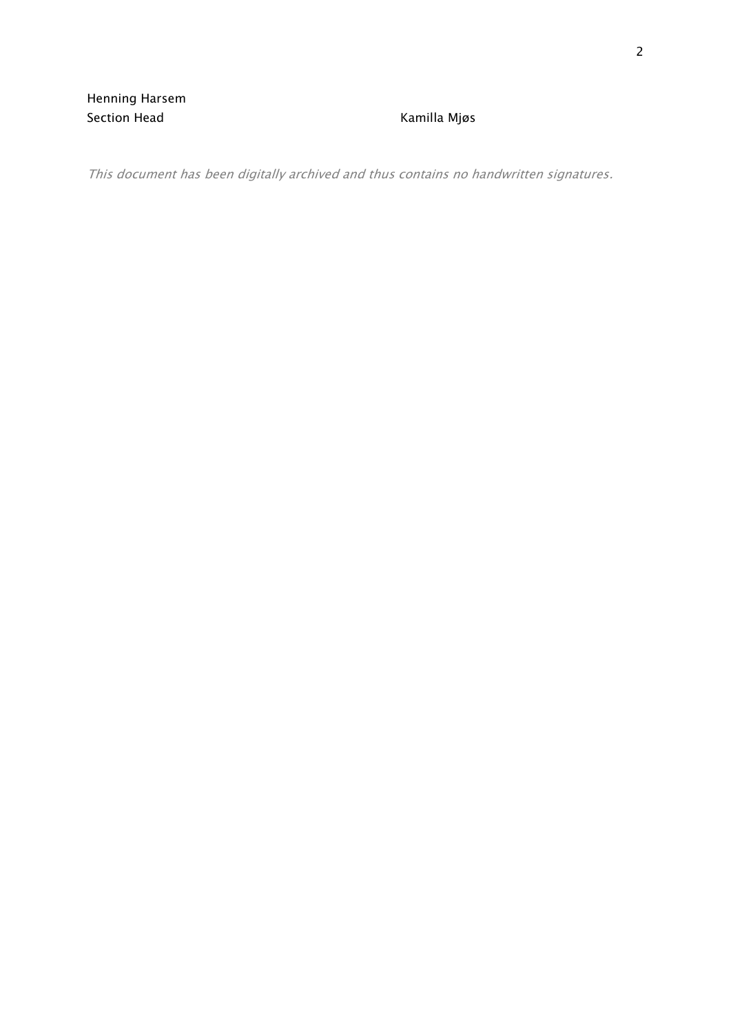Henning Harsem
Section Head

Kamilla Mjøs

*This document has been digitally archived and thus contains no handwritten signatures.*